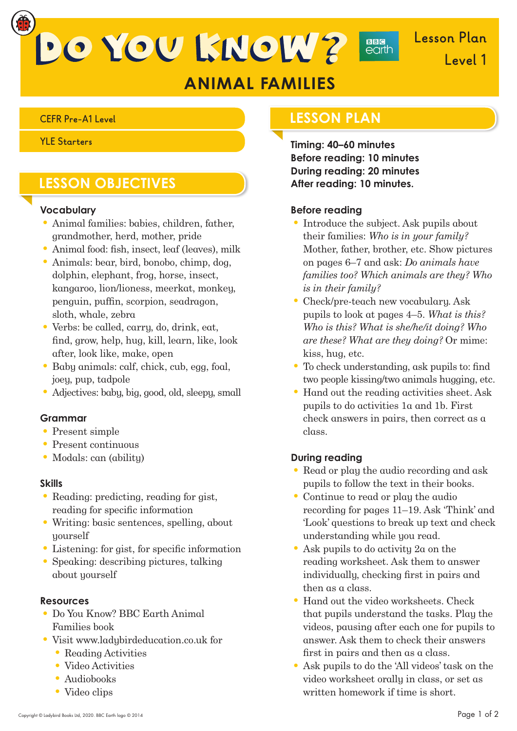# DO YOU KNOW? BBC earth

Lesson Plan
Level 1

## ANIMAL FAMILIES

CEFR Pre-A1 Level

YLE Starters

## LESSON OBJECTIVES

### Vocabulary

- Animal families: babies, children, father, grandmother, herd, mother, pride
- Animal food: fish, insect, leaf (leaves), milk
- Animals: bear, bird, bonobo, chimp, dog, dolphin, elephant, frog, horse, insect, kangaroo, lion/lioness, meerkat, monkey, penguin, puffin, scorpion, seadragon, sloth, whale, zebra
- Verbs: be called, carry, do, drink, eat, find, grow, help, hug, kill, learn, like, look after, look like, make, open
- Baby animals: calf, chick, cub, egg, foal, joey, pup, tadpole
- Adjectives: baby, big, good, old, sleepy, small

### Grammar

- Present simple
- Present continuous
- Modals: can (ability)

### Skills

- Reading: predicting, reading for gist, reading for specific information
- Writing: basic sentences, spelling, about yourself
- Listening: for gist, for specific information
- Speaking: describing pictures, talking about yourself

### Resources

- Do You Know? BBC Earth Animal Families book
- Visit www.ladybirdeducation.co.uk for
  - Reading Activities
  - Video Activities
  - Audiobooks
  - Video clips

## LESSON PLAN

**Timing: 40–60 minutes**
**Before reading: 10 minutes**
**During reading: 20 minutes**
**After reading: 10 minutes.**

### Before reading

- Introduce the subject. Ask pupils about their families: *Who is in your family?* Mother, father, brother, etc. Show pictures on pages 6–7 and ask: *Do animals have families too? Which animals are they? Who is in their family?*
- Check/pre-teach new vocabulary. Ask pupils to look at pages 4–5. *What is this? Who is this? What is she/he/it doing? Who are these? What are they doing?* Or mime: kiss, hug, etc.
- To check understanding, ask pupils to: find two people kissing/two animals hugging, etc.
- Hand out the reading activities sheet. Ask pupils to do activities 1a and 1b. First check answers in pairs, then correct as a class.

### During reading

- Read or play the audio recording and ask pupils to follow the text in their books.
- Continue to read or play the audio recording for pages 11–19. Ask 'Think' and 'Look' questions to break up text and check understanding while you read.
- Ask pupils to do activity 2a on the reading worksheet. Ask them to answer individually, checking first in pairs and then as a class.
- Hand out the video worksheets. Check that pupils understand the tasks. Play the videos, pausing after each one for pupils to answer. Ask them to check their answers first in pairs and then as a class.
- Ask pupils to do the 'All videos' task on the video worksheet orally in class, or set as written homework if time is short.

Copyright © Ladybird Books Ltd, 2020. BBC Earth logo © 2014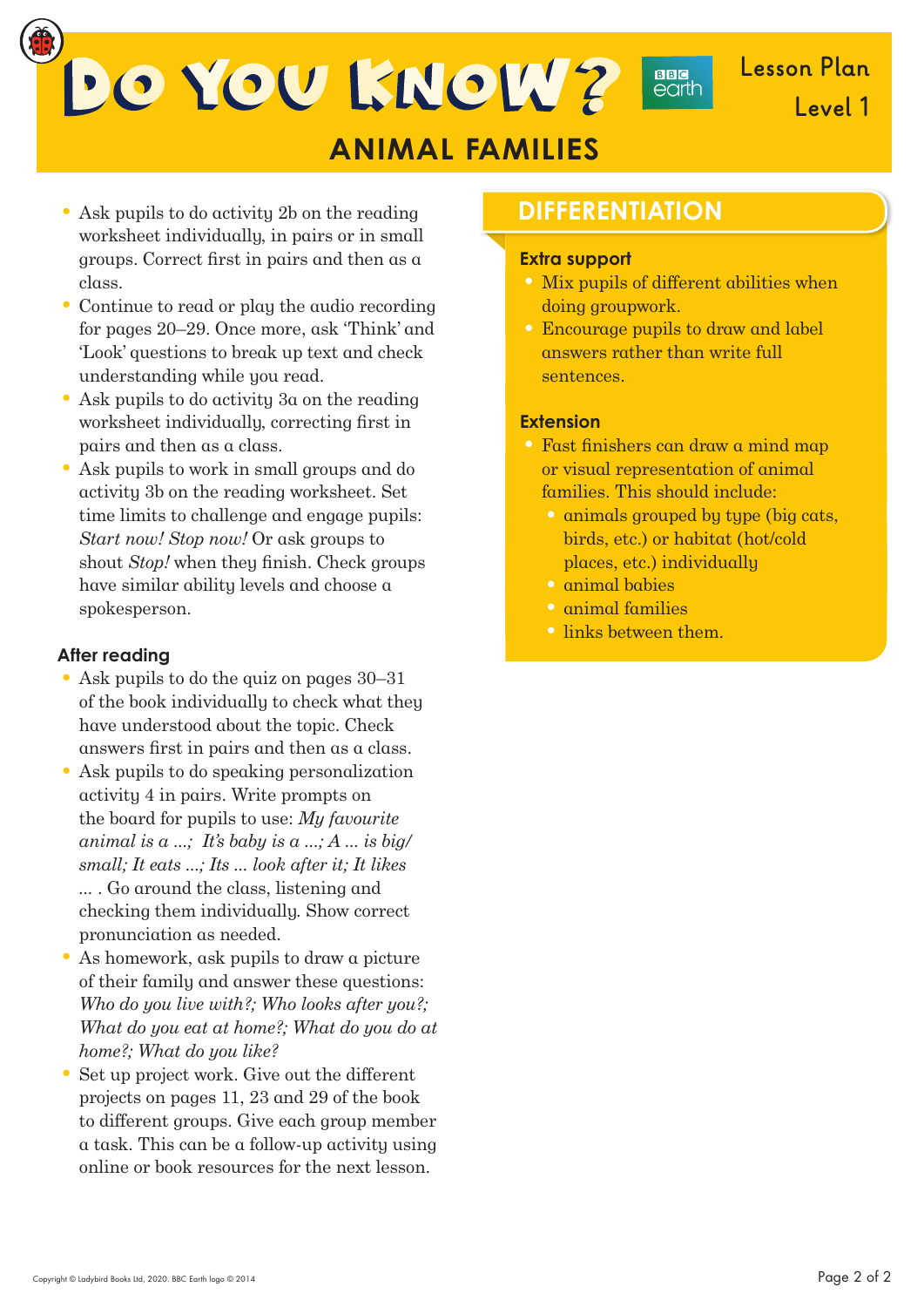# DO YOU KNOW? — Lesson Plan Level 1

## ANIMAL FAMILIES

- Ask pupils to do activity 2b on the reading worksheet individually, in pairs or in small groups. Correct first in pairs and then as a class.
- Continue to read or play the audio recording for pages 20–29. Once more, ask 'Think' and 'Look' questions to break up text and check understanding while you read.
- Ask pupils to do activity 3a on the reading worksheet individually, correcting first in pairs and then as a class.
- Ask pupils to work in small groups and do activity 3b on the reading worksheet. Set time limits to challenge and engage pupils: *Start now! Stop now!* Or ask groups to shout *Stop!* when they finish. Check groups have similar ability levels and choose a spokesperson.

### After reading

- Ask pupils to do the quiz on pages 30–31 of the book individually to check what they have understood about the topic. Check answers first in pairs and then as a class.
- Ask pupils to do speaking personalization activity 4 in pairs. Write prompts on the board for pupils to use: *My favourite animal is a ...; It's baby is a ...; A ... is big/small; It eats ...; Its ... look after it; It likes ...* . Go around the class, listening and checking them individually. Show correct pronunciation as needed.
- As homework, ask pupils to draw a picture of their family and answer these questions: *Who do you live with?; Who looks after you?; What do you eat at home?; What do you do at home?; What do you like?*
- Set up project work. Give out the different projects on pages 11, 23 and 29 of the book to different groups. Give each group member a task. This can be a follow-up activity using online or book resources for the next lesson.

## DIFFERENTIATION

### Extra support

- Mix pupils of different abilities when doing groupwork.
- Encourage pupils to draw and label answers rather than write full sentences.

### Extension

- Fast finishers can draw a mind map or visual representation of animal families. This should include:
  - animals grouped by type (big cats, birds, etc.) or habitat (hot/cold places, etc.) individually
  - animal babies
  - animal families
  - links between them.

Copyright © Ladybird Books Ltd, 2020. BBC Earth logo © 2014